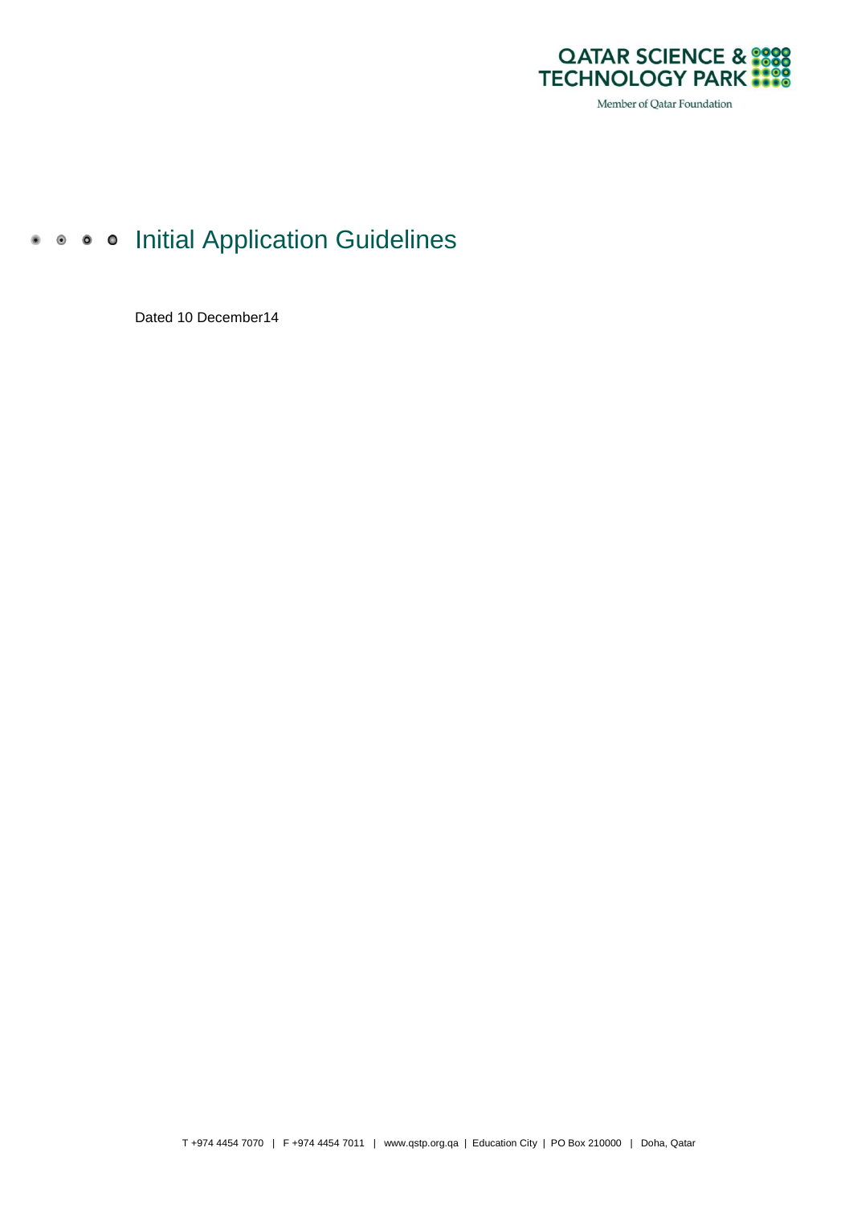QATAR SCIENCE & TECHNOLOGY PARK

Member of Qatar Foundation

# Initial Application Guidelines

Dated 10 December14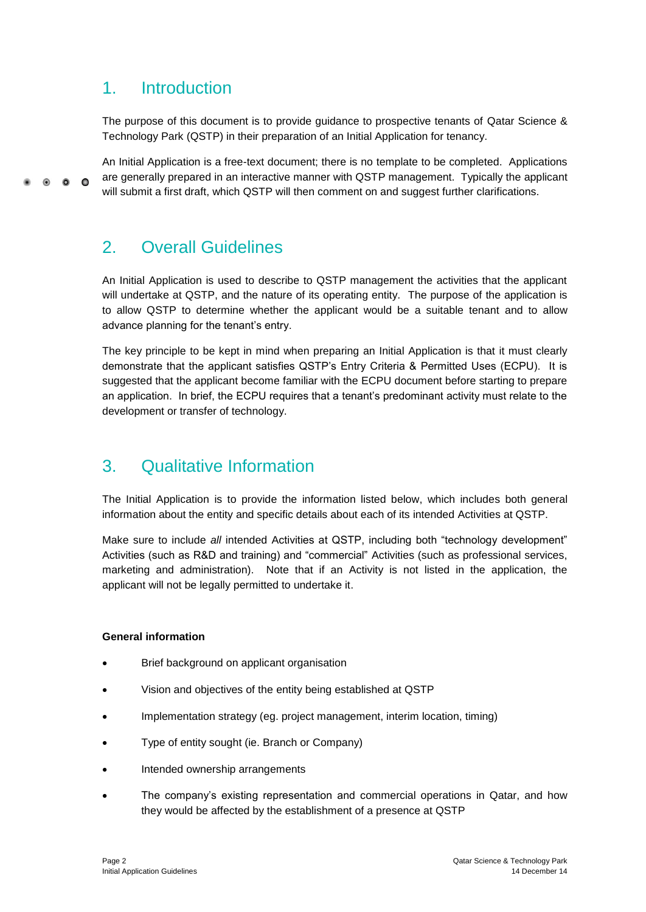## 1. Introduction

The purpose of this document is to provide guidance to prospective tenants of Qatar Science & Technology Park (QSTP) in their preparation of an Initial Application for tenancy.

An Initial Application is a free-text document; there is no template to be completed. Applications are generally prepared in an interactive manner with QSTP management. Typically the applicant will submit a first draft, which QSTP will then comment on and suggest further clarifications.

## 2. Overall Guidelines

An Initial Application is used to describe to QSTP management the activities that the applicant will undertake at QSTP, and the nature of its operating entity. The purpose of the application is to allow QSTP to determine whether the applicant would be a suitable tenant and to allow advance planning for the tenant's entry.

The key principle to be kept in mind when preparing an Initial Application is that it must clearly demonstrate that the applicant satisfies QSTP's Entry Criteria & Permitted Uses (ECPU). It is suggested that the applicant become familiar with the ECPU document before starting to prepare an application. In brief, the ECPU requires that a tenant's predominant activity must relate to the development or transfer of technology.

## 3. Qualitative Information

The Initial Application is to provide the information listed below, which includes both general information about the entity and specific details about each of its intended Activities at QSTP.

Make sure to include *all* intended Activities at QSTP, including both "technology development" Activities (such as R&D and training) and "commercial" Activities (such as professional services, marketing and administration). Note that if an Activity is not listed in the application, the applicant will not be legally permitted to undertake it.

**General information**

- Brief background on applicant organisation
- Vision and objectives of the entity being established at QSTP
- Implementation strategy (eg. project management, interim location, timing)
- Type of entity sought (ie. Branch or Company)
- Intended ownership arrangements
- The company's existing representation and commercial operations in Qatar, and how they would be affected by the establishment of a presence at QSTP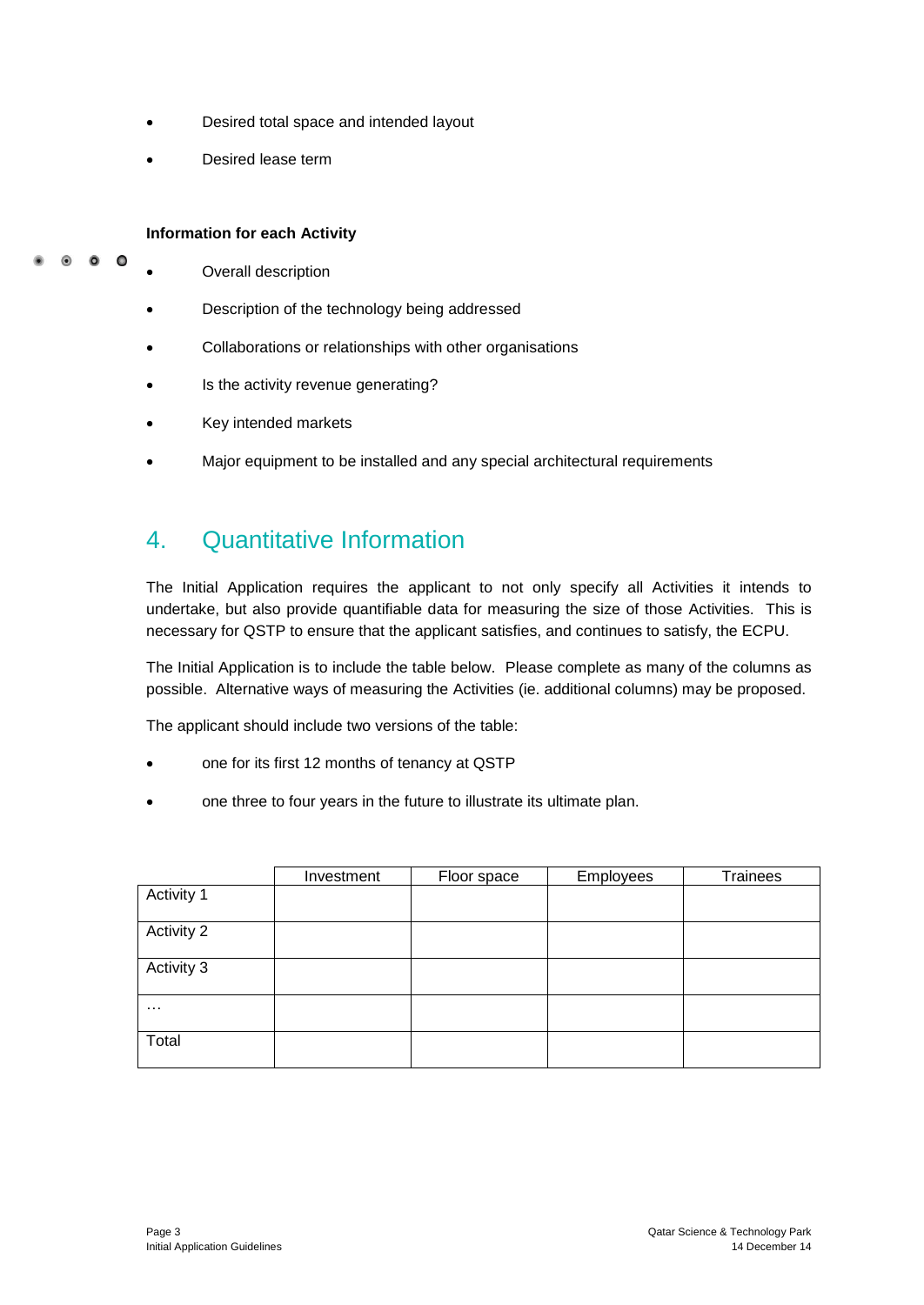- Desired total space and intended layout
- Desired lease term

**Information for each Activity**

- Overall description
- Description of the technology being addressed
- Collaborations or relationships with other organisations
- Is the activity revenue generating?
- Key intended markets
- Major equipment to be installed and any special architectural requirements

## 4. Quantitative Information

The Initial Application requires the applicant to not only specify all Activities it intends to undertake, but also provide quantifiable data for measuring the size of those Activities. This is necessary for QSTP to ensure that the applicant satisfies, and continues to satisfy, the ECPU.

The Initial Application is to include the table below. Please complete as many of the columns as possible. Alternative ways of measuring the Activities (ie. additional columns) may be proposed.

The applicant should include two versions of the table:

- one for its first 12 months of tenancy at QSTP
- one three to four years in the future to illustrate its ultimate plan.

| | Investment | Floor space | Employees | Trainees |
|---|---|---|---|---|
| Activity 1 | | | | |
| Activity 2 | | | | |
| Activity 3 | | | | |
| … | | | | |
| Total | | | | |